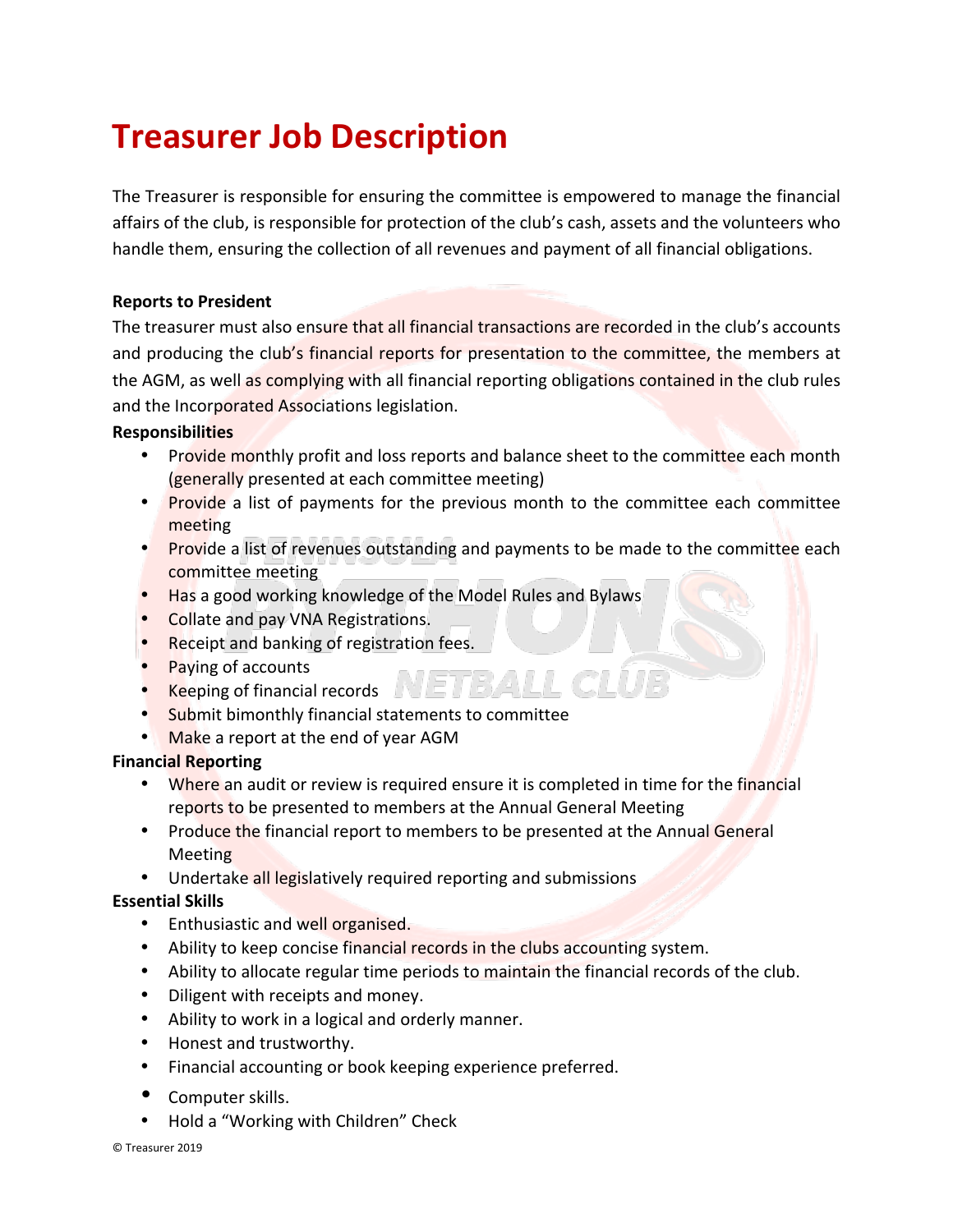# Treasurer Job Description

The Treasurer is responsible for ensuring the committee is empowered to manage the financial affairs of the club, is responsible for protection of the club's cash, assets and the volunteers who handle them, ensuring the collection of all revenues and payment of all financial obligations.

**Reports to President**

The treasurer must also ensure that all financial transactions are recorded in the club's accounts and producing the club's financial reports for presentation to the committee, the members at the AGM, as well as complying with all financial reporting obligations contained in the club rules and the Incorporated Associations legislation.

**Responsibilities**

- Provide monthly profit and loss reports and balance sheet to the committee each month (generally presented at each committee meeting)
- Provide a list of payments for the previous month to the committee each committee meeting
- Provide a list of revenues outstanding and payments to be made to the committee each committee meeting
- Has a good working knowledge of the Model Rules and Bylaws
- Collate and pay VNA Registrations.
- Receipt and banking of registration fees.
- Paying of accounts
- Keeping of financial records
- Submit bimonthly financial statements to committee
- Make a report at the end of year AGM

**Financial Reporting**

- Where an audit or review is required ensure it is completed in time for the financial reports to be presented to members at the Annual General Meeting
- Produce the financial report to members to be presented at the Annual General Meeting
- Undertake all legislatively required reporting and submissions

**Essential Skills**

- Enthusiastic and well organised.
- Ability to keep concise financial records in the clubs accounting system.
- Ability to allocate regular time periods to maintain the financial records of the club.
- Diligent with receipts and money.
- Ability to work in a logical and orderly manner.
- Honest and trustworthy.
- Financial accounting or book keeping experience preferred.
- Computer skills.
- Hold a "Working with Children" Check

© Treasurer 2019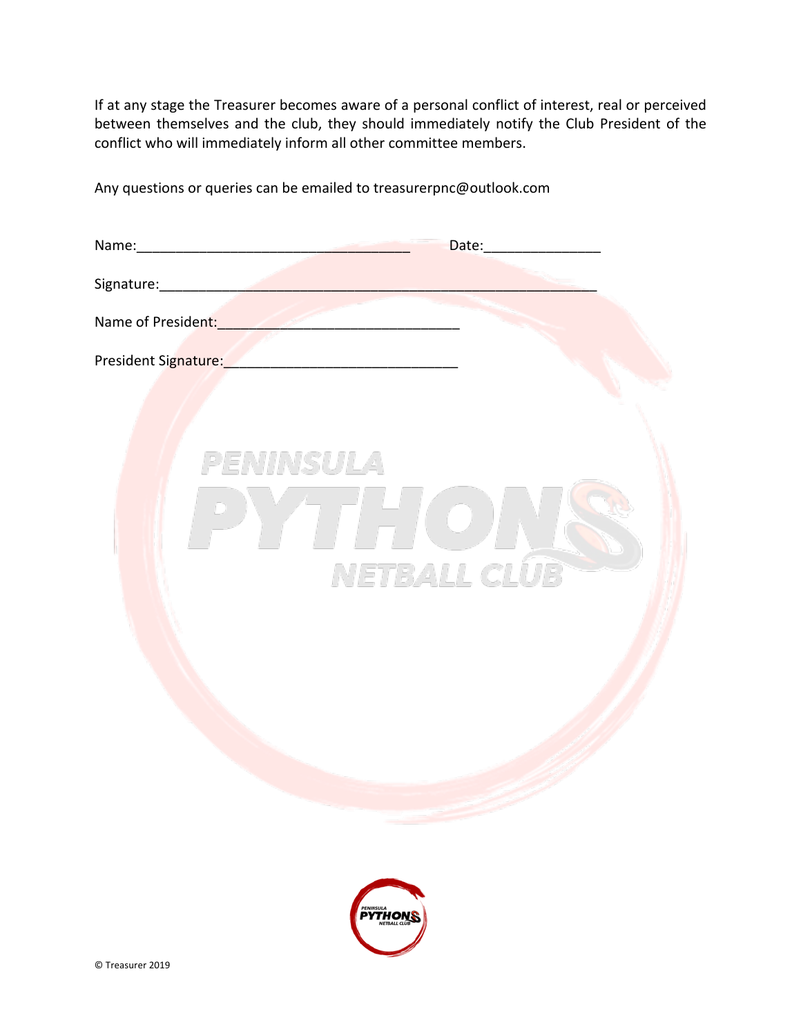If at any stage the Treasurer becomes aware of a personal conflict of interest, real or perceived between themselves and the club, they should immediately notify the Club President of the conflict who will immediately inform all other committee members.

Any questions or queries can be emailed to treasurerpnc@outlook.com

Name:___________________________________ Date:_______________

Signature:_______________________________________________________

Name of President:_______________________________

President Signature:______________________________

© Treasurer 2019